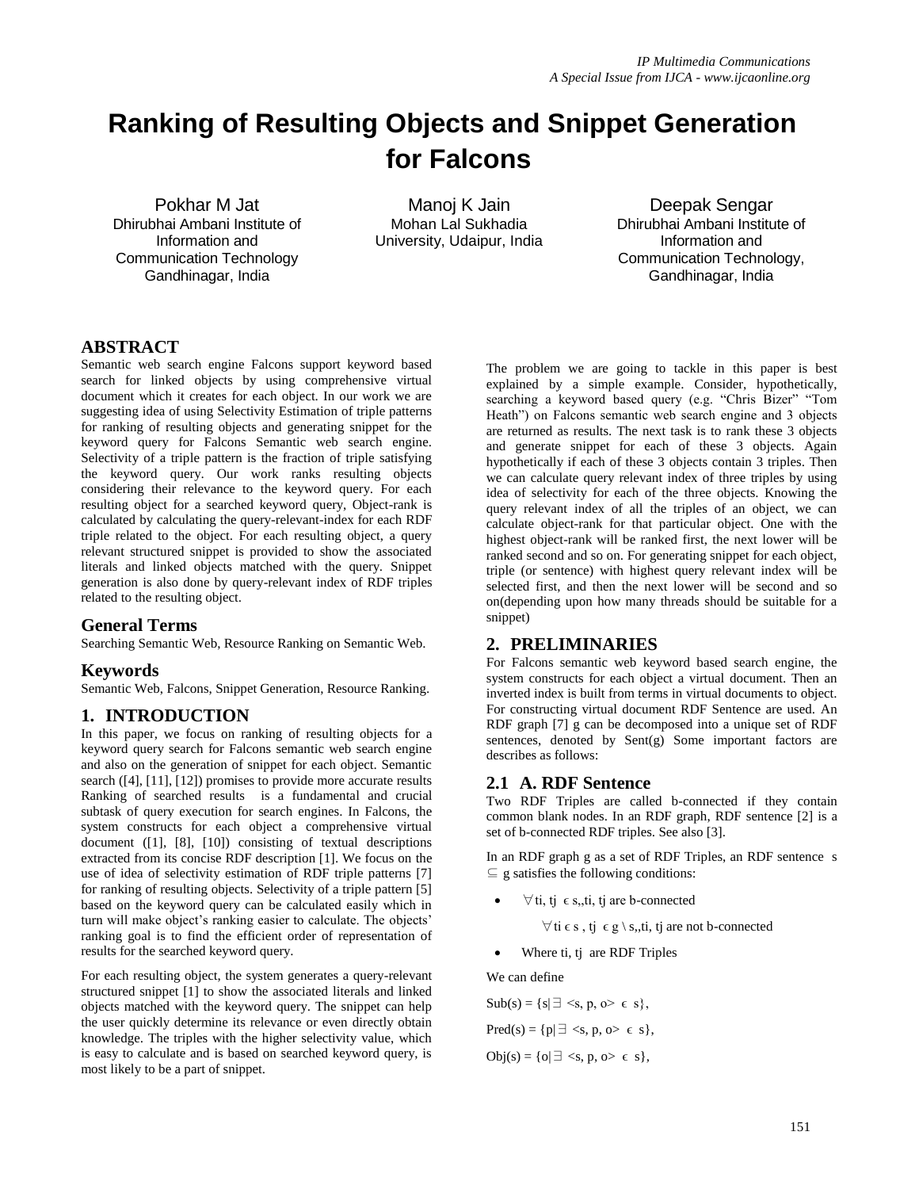# Ranking of Resulting Objects and Snippet Generation for Falcons

Pokhar M Jat
Dhirubhai Ambani Institute of Information and Communication Technology
Gandhinagar, India

Manoj K Jain
Mohan Lal Sukhadia University, Udaipur, India

Deepak Sengar
Dhirubhai Ambani Institute of Information and Communication Technology,
Gandhinagar, India

## ABSTRACT

Semantic web search engine Falcons support keyword based search for linked objects by using comprehensive virtual document which it creates for each object. In our work we are suggesting idea of using Selectivity Estimation of triple patterns for ranking of resulting objects and generating snippet for the keyword query for Falcons Semantic web search engine. Selectivity of a triple pattern is the fraction of triple satisfying the keyword query. Our work ranks resulting objects considering their relevance to the keyword query. For each resulting object for a searched keyword query, Object-rank is calculated by calculating the query-relevant-index for each RDF triple related to the object. For each resulting object, a query relevant structured snippet is provided to show the associated literals and linked objects matched with the query. Snippet generation is also done by query-relevant index of RDF triples related to the resulting object.

### General Terms

Searching Semantic Web, Resource Ranking on Semantic Web.

### Keywords

Semantic Web, Falcons, Snippet Generation, Resource Ranking.

## 1. INTRODUCTION

In this paper, we focus on ranking of resulting objects for a keyword query search for Falcons semantic web search engine and also on the generation of snippet for each object. Semantic search ([4], [11], [12]) promises to provide more accurate results Ranking of searched results is a fundamental and crucial subtask of query execution for search engines. In Falcons, the system constructs for each object a comprehensive virtual document ([1], [8], [10]) consisting of textual descriptions extracted from its concise RDF description [1]. We focus on the use of idea of selectivity estimation of RDF triple patterns [7] for ranking of resulting objects. Selectivity of a triple pattern [5] based on the keyword query can be calculated easily which in turn will make object's ranking easier to calculate. The objects' ranking goal is to find the efficient order of representation of results for the searched keyword query.

For each resulting object, the system generates a query-relevant structured snippet [1] to show the associated literals and linked objects matched with the keyword query. The snippet can help the user quickly determine its relevance or even directly obtain knowledge. The triples with the higher selectivity value, which is easy to calculate and is based on searched keyword query, is most likely to be a part of snippet.

The problem we are going to tackle in this paper is best explained by a simple example. Consider, hypothetically, searching a keyword based query (e.g. "Chris Bizer" "Tom Heath") on Falcons semantic web search engine and 3 objects are returned as results. The next task is to rank these 3 objects and generate snippet for each of these 3 objects. Again hypothetically if each of these 3 objects contain 3 triples. Then we can calculate query relevant index of three triples by using idea of selectivity for each of the three objects. Knowing the query relevant index of all the triples of an object, we can calculate object-rank for that particular object. One with the highest object-rank will be ranked first, the next lower will be ranked second and so on. For generating snippet for each object, triple (or sentence) with highest query relevant index will be selected first, and then the next lower will be second and so on(depending upon how many threads should be suitable for a snippet)

## 2. PRELIMINARIES

For Falcons semantic web keyword based search engine, the system constructs for each object a virtual document. Then an inverted index is built from terms in virtual documents to object. For constructing virtual document RDF Sentence are used. An RDF graph [7] g can be decomposed into a unique set of RDF sentences, denoted by Sent(g) Some important factors are describes as follows:

### 2.1 A. RDF Sentence

Two RDF Triples are called b-connected if they contain common blank nodes. In an RDF graph, RDF sentence [2] is a set of b-connected RDF triples. See also [3].

In an RDF graph g as a set of RDF Triples, an RDF sentence s $\subseteq$ g satisfies the following conditions:

- $\forall t_i, t_j \in s$,, $t_i, t_j$ are b-connected

  $\forall t_i \in s$ , $t_j \in g \setminus s$,, $t_i, t_j$ are not b-connected

- Where $t_i, t_j$ are RDF Triples

We can define

$\text{Sub}(s) = \{s \mid \exists <s, p, o> \in s\}$,

$\text{Pred}(s) = \{p \mid \exists <s, p, o> \in s\}$,

$\text{Obj}(s) = \{o \mid \exists <s, p, o> \in s\}$,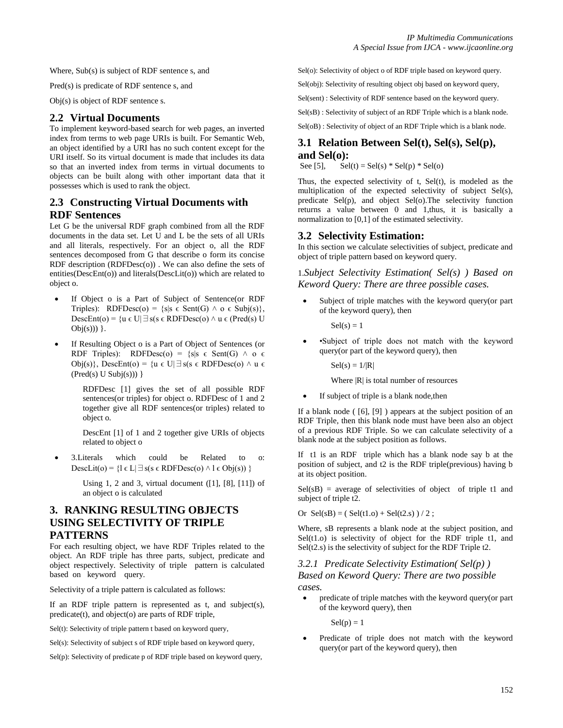Where, Sub(s) is subject of RDF sentence s, and

Pred(s) is predicate of RDF sentence s, and

Obj(s) is object of RDF sentence s.

## 2.2 Virtual Documents

To implement keyword-based search for web pages, an inverted index from terms to web page URIs is built. For Semantic Web, an object identified by a URI has no such content except for the URI itself. So its virtual document is made that includes its data so that an inverted index from terms in virtual documents to objects can be built along with other important data that it possesses which is used to rank the object.

## 2.3 Constructing Virtual Documents with RDF Sentences

Let G be the universal RDF graph combined from all the RDF documents in the data set. Let U and L be the sets of all URIs and all literals, respectively. For an object o, all the RDF sentences decomposed from G that describe o form its concise RDF description (RDFDesc(o)) . We can also define the sets of entities(DescEnt(o)) and literals(DescLit(o)) which are related to object o.

- If Object o is a Part of Subject of Sentence(or RDF Triples): $RDFDesc(o) = \{s | s \in Sent(G) \wedge o \in Subj(s)\}$, $DescEnt(o) = \{u \in U | \exists s(s \in RDFDesc(o) \wedge u \in (Pred(s) \cup Obj(s)))\}$.
- If Resulting Object o is a Part of Object of Sentences (or RDF Triples): $RDFDesc(o) = \{s | s \in Sent(G) \wedge o \in Obj(s)\}$, $DescEnt(o) = \{u \in U | \exists s(s \in RDFDesc(o) \wedge u \in (Pred(s) \cup Subj(s)))\}$

  RDFDesc [1] gives the set of all possible RDF sentences(or triples) for object o. RDFDesc of 1 and 2 together give all RDF sentences(or triples) related to object o.

  DescEnt [1] of 1 and 2 together give URIs of objects related to object o

- 3.Literals which could be Related to o: $DescLit(o) = \{l \in L | \exists s(s \in RDFDesc(o) \wedge l \in Obj(s))\}$

  Using 1, 2 and 3, virtual document ([1], [8], [11]) of an object o is calculated

# 3. RANKING RESULTING OBJECTS USING SELECTIVITY OF TRIPLE PATTERNS

For each resulting object, we have RDF Triples related to the object. An RDF triple has three parts, subject, predicate and object respectively. Selectivity of triple pattern is calculated based on keyword query.

Selectivity of a triple pattern is calculated as follows:

If an RDF triple pattern is represented as t, and subject(s), predicate(t), and object(o) are parts of RDF triple,

Sel(t): Selectivity of triple pattern t based on keyword query,

Sel(s): Selectivity of subject s of RDF triple based on keyword query,

Sel(p): Selectivity of predicate p of RDF triple based on keyword query,

Sel(o): Selectivity of object o of RDF triple based on keyword query.

Sel(obj): Selectivity of resulting object obj based on keyword query,

Sel(sent) : Selectivity of RDF sentence based on the keyword query.

Sel(sB) : Selectivity of subject of an RDF Triple which is a blank node.

Sel(oB) : Selectivity of object of an RDF Triple which is a blank node.

## 3.1 Relation Between Sel(t), Sel(s), Sel(p), and Sel(o):

See [5], $Sel(t) = Sel(s) * Sel(p) * Sel(o)$

Thus, the expected selectivity of t, Sel(t), is modeled as the multiplication of the expected selectivity of subject Sel(s), predicate Sel(p), and object Sel(o).The selectivity function returns a value between 0 and 1,thus, it is basically a normalization to [0,1] of the estimated selectivity.

## 3.2 Selectivity Estimation:

In this section we calculate selectivities of subject, predicate and object of triple pattern based on keyword query.

1.*Subject Selectivity Estimation( Sel(s) ) Based on Keword Query: There are three possible cases.*

- Subject of triple matches with the keyword query(or part of the keyword query), then

  $Sel(s) = 1$

- •Subject of triple does not match with the keyword query(or part of the keyword query), then

  $Sel(s) = 1/|R|$

  Where |R| is total number of resources

- If subject of triple is a blank node,then

If a blank node ( [6], [9] ) appears at the subject position of an RDF Triple, then this blank node must have been also an object of a previous RDF Triple. So we can calculate selectivity of a blank node at the subject position as follows.

If t1 is an RDF triple which has a blank node say b at the position of subject, and t2 is the RDF triple(previous) having b at its object position.

Sel(sB) = average of selectivities of object of triple t1 and subject of triple t2.

Or $Sel(sB) = ( Sel(t1.o) + Sel(t2.s) ) / 2$ ;

Where, sB represents a blank node at the subject position, and Sel(t1.o) is selectivity of object for the RDF triple t1, and Sel(t2.s) is the selectivity of subject for the RDF Triple t2.

### 3.2.1 *Predicate Selectivity Estimation( Sel(p) ) Based on Keword Query: There are two possible cases.*

- predicate of triple matches with the keyword query(or part of the keyword query), then

  $Sel(p) = 1$

- Predicate of triple does not match with the keyword query(or part of the keyword query), then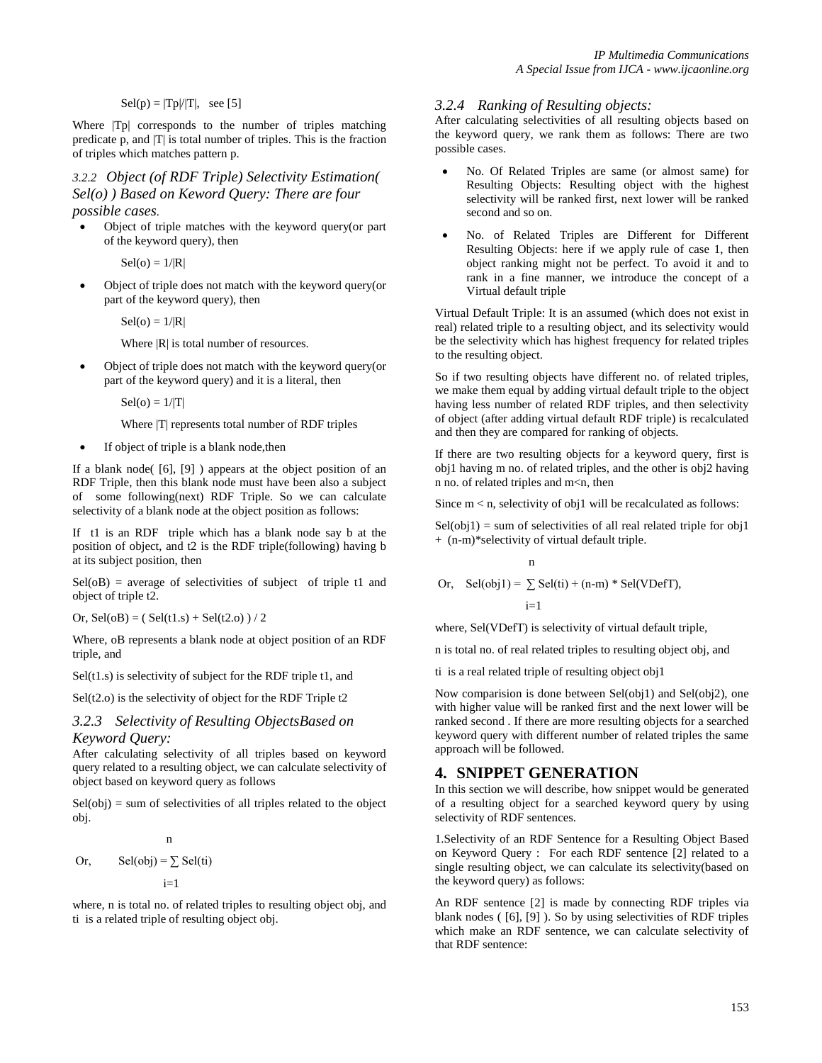$Sel(p) = |Tp|/|T|$, see [5]

Where |Tp| corresponds to the number of triples matching predicate p, and |T| is total number of triples. This is the fraction of triples which matches pattern p.

### *3.2.2 Object (of RDF Triple) Selectivity Estimation( Sel(o) ) Based on Keword Query: There are four possible cases.*

- Object of triple matches with the keyword query(or part of the keyword query), then

  $Sel(o) = 1/|R|$

- Object of triple does not match with the keyword query(or part of the keyword query), then

  $Sel(o) = 1/|R|$

  Where |R| is total number of resources.

- Object of triple does not match with the keyword query(or part of the keyword query) and it is a literal, then

  $Sel(o) = 1/|T|$

  Where |T| represents total number of RDF triples

- If object of triple is a blank node,then

If a blank node( [6], [9] ) appears at the object position of an RDF Triple, then this blank node must have been also a subject of some following(next) RDF Triple. So we can calculate selectivity of a blank node at the object position as follows:

If t1 is an RDF triple which has a blank node say b at the position of object, and t2 is the RDF triple(following) having b at its subject position, then

Sel(oB) = average of selectivities of subject of triple t1 and object of triple t2.

Or, $Sel(oB) = ( Sel(t1.s) + Sel(t2.o) ) / 2$

Where, oB represents a blank node at object position of an RDF triple, and

Sel(t1.s) is selectivity of subject for the RDF triple t1, and

Sel(t2.o) is the selectivity of object for the RDF Triple t2

### *3.2.3 Selectivity of Resulting ObjectsBased on Keyword Query:*

After calculating selectivity of all triples based on keyword query related to a resulting object, we can calculate selectivity of object based on keyword query as follows

Sel(obj) = sum of selectivities of all triples related to the object obj.

Or, $$Sel(obj) = \sum_{i=1}^{n} Sel(ti)$$

where, n is total no. of related triples to resulting object obj, and ti is a related triple of resulting object obj.

### *3.2.4 Ranking of Resulting objects:*

After calculating selectivities of all resulting objects based on the keyword query, we rank them as follows: There are two possible cases.

- No. Of Related Triples are same (or almost same) for Resulting Objects: Resulting object with the highest selectivity will be ranked first, next lower will be ranked second and so on.
- No. of Related Triples are Different for Different Resulting Objects: here if we apply rule of case 1, then object ranking might not be perfect. To avoid it and to rank in a fine manner, we introduce the concept of a Virtual default triple

Virtual Default Triple: It is an assumed (which does not exist in real) related triple to a resulting object, and its selectivity would be the selectivity which has highest frequency for related triples to the resulting object.

So if two resulting objects have different no. of related triples, we make them equal by adding virtual default triple to the object having less number of related RDF triples, and then selectivity of object (after adding virtual default RDF triple) is recalculated and then they are compared for ranking of objects.

If there are two resulting objects for a keyword query, first is obj1 having m no. of related triples, and the other is obj2 having n no. of related triples and m<n, then

Since m < n, selectivity of obj1 will be recalculated as follows:

Sel(obj1) = sum of selectivities of all real related triple for obj1 + (n-m)*selectivity of virtual default triple.

Or, $$Sel(obj1) = \sum_{i=1}^{n} Sel(ti) + (n-m) * Sel(VDefT),$$

where, Sel(VDefT) is selectivity of virtual default triple,

n is total no. of real related triples to resulting object obj, and

ti is a real related triple of resulting object obj1

Now comparision is done between Sel(obj1) and Sel(obj2), one with higher value will be ranked first and the next lower will be ranked second . If there are more resulting objects for a searched keyword query with different number of related triples the same approach will be followed.

## 4. SNIPPET GENERATION

In this section we will describe, how snippet would be generated of a resulting object for a searched keyword query by using selectivity of RDF sentences.

1.Selectivity of an RDF Sentence for a Resulting Object Based on Keyword Query : For each RDF sentence [2] related to a single resulting object, we can calculate its selectivity(based on the keyword query) as follows:

An RDF sentence [2] is made by connecting RDF triples via blank nodes ( [6], [9] ). So by using selectivities of RDF triples which make an RDF sentence, we can calculate selectivity of that RDF sentence: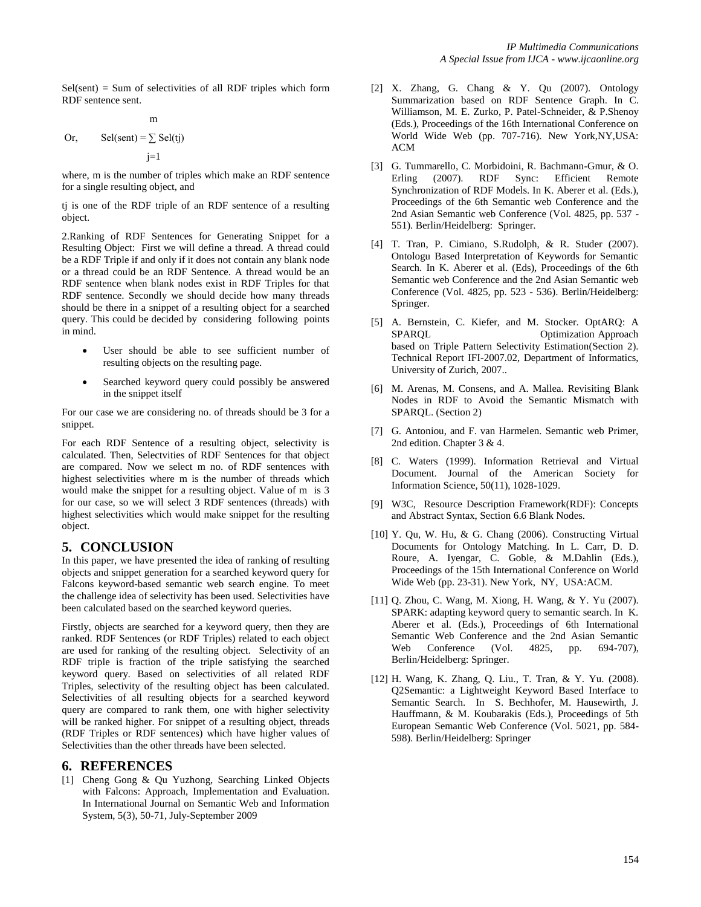Sel(sent) = Sum of selectivities of all RDF triples which form RDF sentence sent.

$$\text{Or,} \qquad Sel(sent) = \sum_{j=1}^{m} Sel(tj)$$

where, m is the number of triples which make an RDF sentence for a single resulting object, and

tj is one of the RDF triple of an RDF sentence of a resulting object.

2.Ranking of RDF Sentences for Generating Snippet for a Resulting Object: First we will define a thread. A thread could be a RDF Triple if and only if it does not contain any blank node or a thread could be an RDF Sentence. A thread would be an RDF sentence when blank nodes exist in RDF Triples for that RDF sentence. Secondly we should decide how many threads should be there in a snippet of a resulting object for a searched query. This could be decided by considering following points in mind.

- User should be able to see sufficient number of resulting objects on the resulting page.
- Searched keyword query could possibly be answered in the snippet itself

For our case we are considering no. of threads should be 3 for a snippet.

For each RDF Sentence of a resulting object, selectivity is calculated. Then, Selectvities of RDF Sentences for that object are compared. Now we select m no. of RDF sentences with highest selectivities where m is the number of threads which would make the snippet for a resulting object. Value of m is 3 for our case, so we will select 3 RDF sentences (threads) with highest selectivities which would make snippet for the resulting object.

## 5. CONCLUSION

In this paper, we have presented the idea of ranking of resulting objects and snippet generation for a searched keyword query for Falcons keyword-based semantic web search engine. To meet the challenge idea of selectivity has been used. Selectivities have been calculated based on the searched keyword queries.

Firstly, objects are searched for a keyword query, then they are ranked. RDF Sentences (or RDF Triples) related to each object are used for ranking of the resulting object. Selectivity of an RDF triple is fraction of the triple satisfying the searched keyword query. Based on selectivities of all related RDF Triples, selectivity of the resulting object has been calculated. Selectivities of all resulting objects for a searched keyword query are compared to rank them, one with higher selectivity will be ranked higher. For snippet of a resulting object, threads (RDF Triples or RDF sentences) which have higher values of Selectivities than the other threads have been selected.

## 6. REFERENCES

[1] Cheng Gong & Qu Yuzhong, Searching Linked Objects with Falcons: Approach, Implementation and Evaluation. In International Journal on Semantic Web and Information System, 5(3), 50-71, July-September 2009

[2] X. Zhang, G. Chang & Y. Qu (2007). Ontology Summarization based on RDF Sentence Graph. In C. Williamson, M. E. Zurko, P. Patel-Schneider, & P.Shenoy (Eds.), Proceedings of the 16th International Conference on World Wide Web (pp. 707-716). New York,NY,USA: ACM

[3] G. Tummarello, C. Morbidoini, R. Bachmann-Gmur, & O. Erling (2007). RDF Sync: Efficient Remote Synchronization of RDF Models. In K. Aberer et al. (Eds.), Proceedings of the 6th Semantic web Conference and the 2nd Asian Semantic web Conference (Vol. 4825, pp. 537 - 551). Berlin/Heidelberg: Springer.

[4] T. Tran, P. Cimiano, S.Rudolph, & R. Studer (2007). Ontologu Based Interpretation of Keywords for Semantic Search. In K. Aberer et al. (Eds), Proceedings of the 6th Semantic web Conference and the 2nd Asian Semantic web Conference (Vol. 4825, pp. 523 - 536). Berlin/Heidelberg: Springer.

[5] A. Bernstein, C. Kiefer, and M. Stocker. OptARQ: A SPARQL Optimization Approach based on Triple Pattern Selectivity Estimation(Section 2). Technical Report IFI-2007.02, Department of Informatics, University of Zurich, 2007..

[6] M. Arenas, M. Consens, and A. Mallea. Revisiting Blank Nodes in RDF to Avoid the Semantic Mismatch with SPARQL. (Section 2)

[7] G. Antoniou, and F. van Harmelen. Semantic web Primer, 2nd edition. Chapter 3 & 4.

[8] C. Waters (1999). Information Retrieval and Virtual Document. Journal of the American Society for Information Science, 50(11), 1028-1029.

[9] W3C, Resource Description Framework(RDF): Concepts and Abstract Syntax, Section 6.6 Blank Nodes.

[10] Y. Qu, W. Hu, & G. Chang (2006). Constructing Virtual Documents for Ontology Matching. In L. Carr, D. D. Roure, A. Iyengar, C. Goble, & M.Dahlin (Eds.), Proceedings of the 15th International Conference on World Wide Web (pp. 23-31). New York, NY, USA:ACM.

[11] Q. Zhou, C. Wang, M. Xiong, H. Wang, & Y. Yu (2007). SPARK: adapting keyword query to semantic search. In K. Aberer et al. (Eds.), Proceedings of 6th International Semantic Web Conference and the 2nd Asian Semantic Web Conference (Vol. 4825, pp. 694-707), Berlin/Heidelberg: Springer.

[12] H. Wang, K. Zhang, Q. Liu., T. Tran, & Y. Yu. (2008). Q2Semantic: a Lightweight Keyword Based Interface to Semantic Search. In S. Bechhofer, M. Hausewirth, J. Hauffmann, & M. Koubarakis (Eds.), Proceedings of 5th European Semantic Web Conference (Vol. 5021, pp. 584-598). Berlin/Heidelberg: Springer